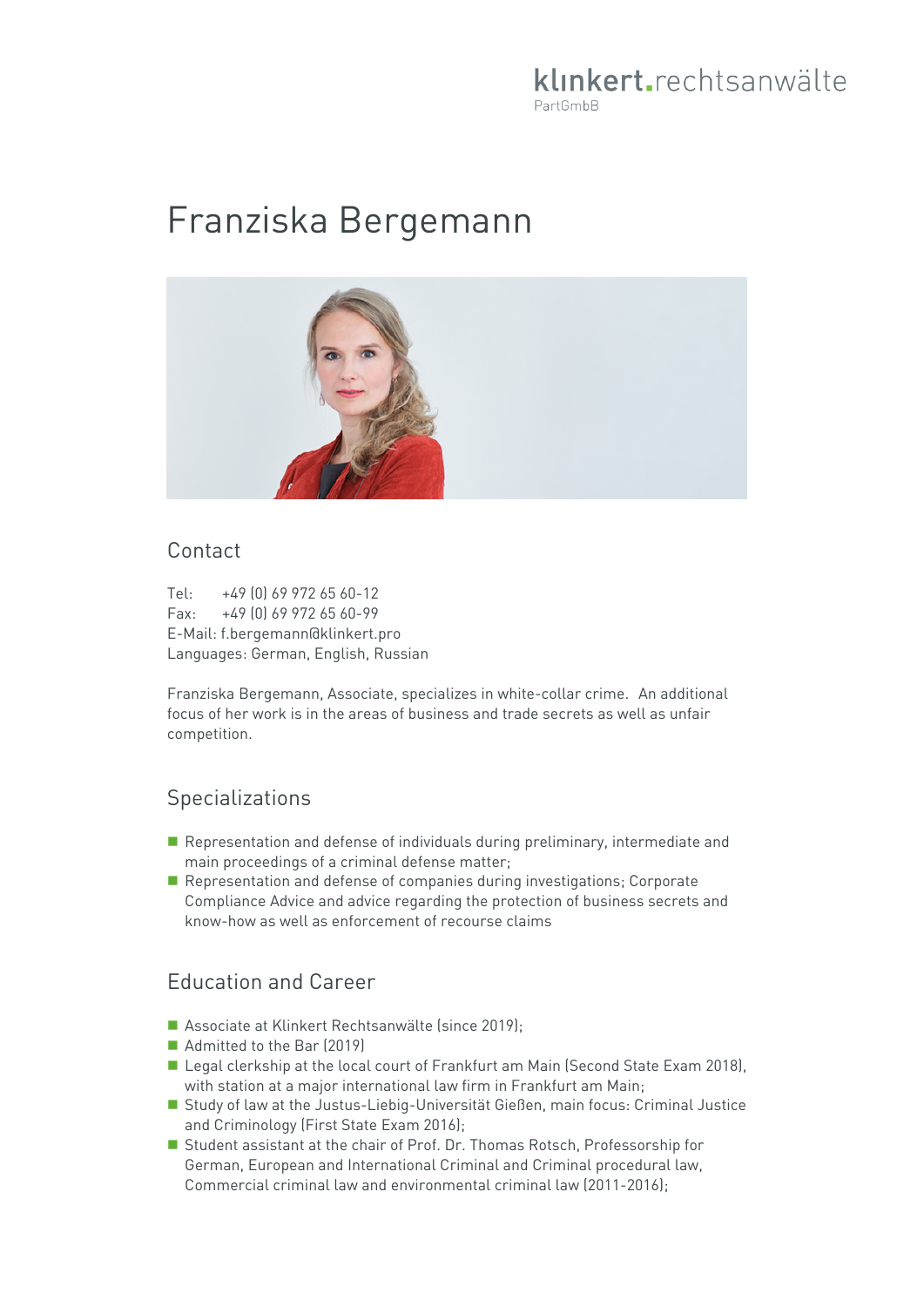klinkert.rechtsanwälte
PartGmbB

# Franziska Bergemann

## Contact

Tel: +49 (0) 69 972 65 60-12
Fax: +49 (0) 69 972 65 60-99
E-Mail: f.bergemann@klinkert.pro
Languages: German, English, Russian

Franziska Bergemann, Associate, specializes in white-collar crime. An additional focus of her work is in the areas of business and trade secrets as well as unfair competition.

## Specializations

- Representation and defense of individuals during preliminary, intermediate and main proceedings of a criminal defense matter;
- Representation and defense of companies during investigations; Corporate Compliance Advice and advice regarding the protection of business secrets and know-how as well as enforcement of recourse claims

## Education and Career

- Associate at Klinkert Rechtsanwälte (since 2019);
- Admitted to the Bar (2019)
- Legal clerkship at the local court of Frankfurt am Main (Second State Exam 2018), with station at a major international law firm in Frankfurt am Main;
- Study of law at the Justus-Liebig-Universität Gießen, main focus: Criminal Justice and Criminology (First State Exam 2016);
- Student assistant at the chair of Prof. Dr. Thomas Rotsch, Professorship for German, European and International Criminal and Criminal procedural law, Commercial criminal law and environmental criminal law (2011-2016);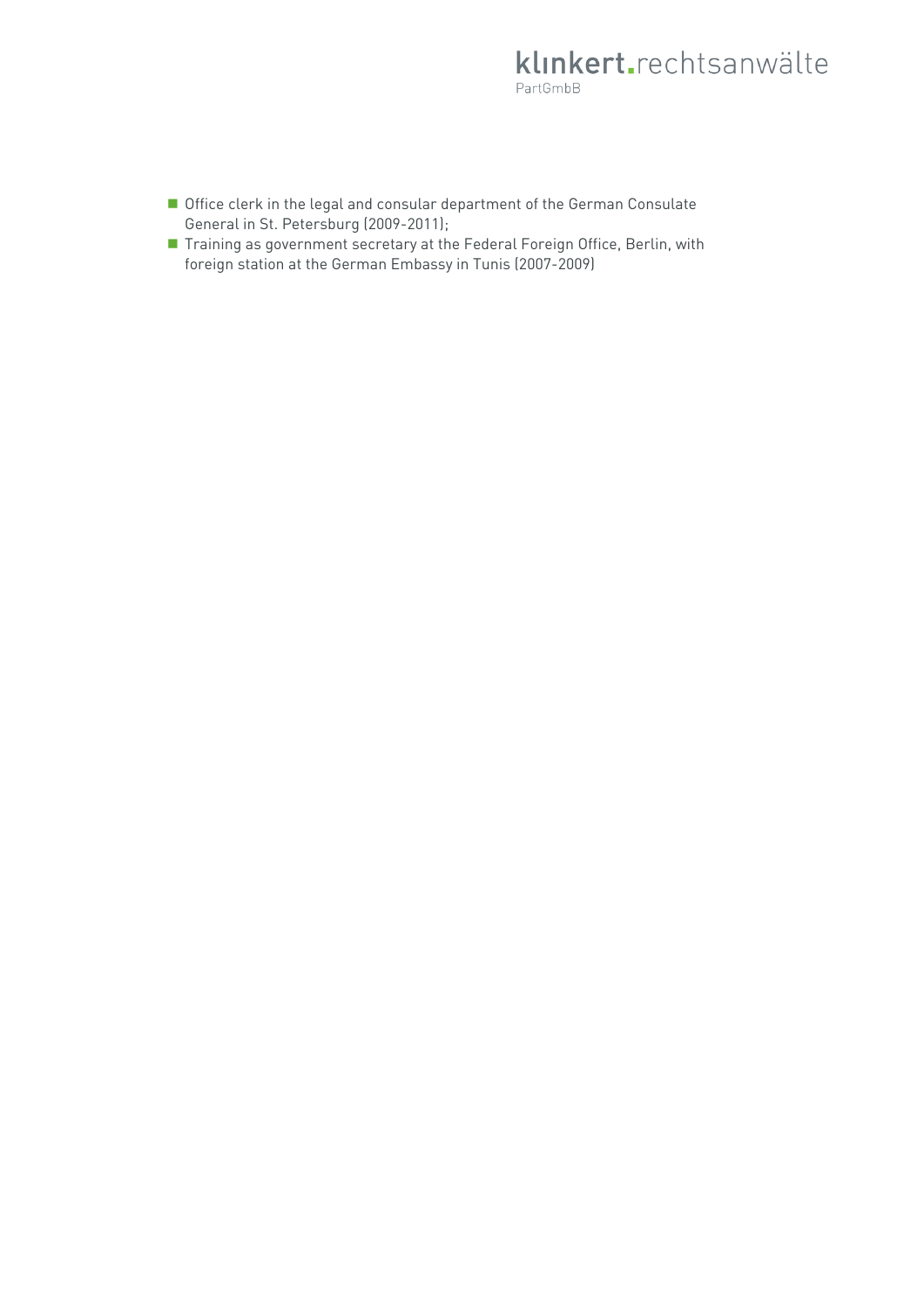- Office clerk in the legal and consular department of the German Consulate General in St. Petersburg (2009-2011);
- Training as government secretary at the Federal Foreign Office, Berlin, with foreign station at the German Embassy in Tunis (2007-2009)